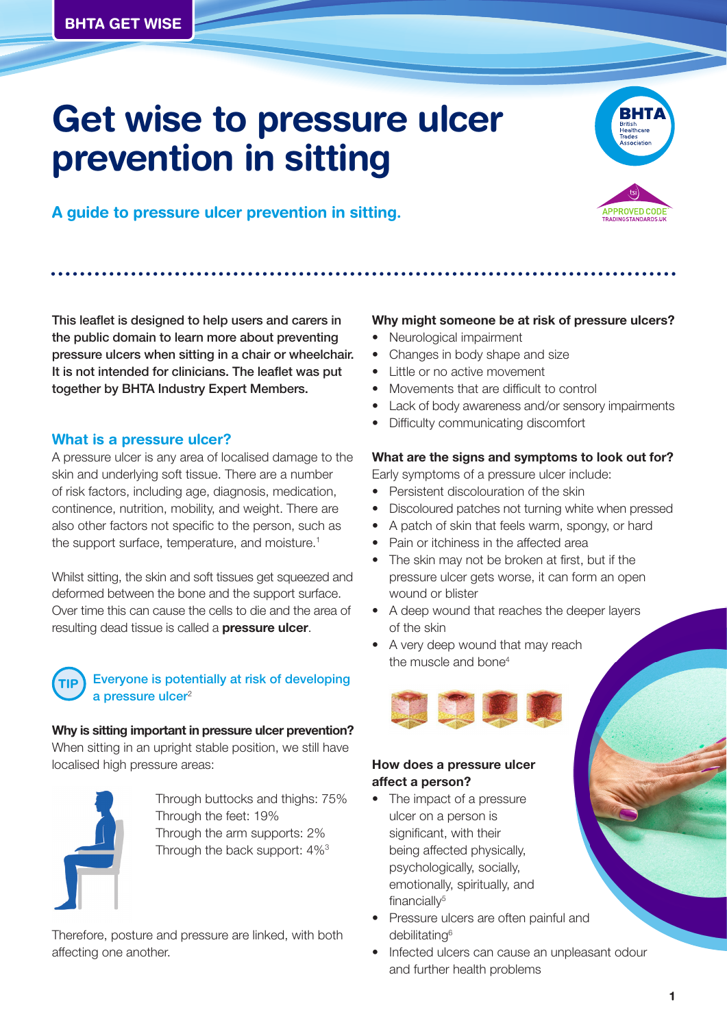BHTA GET WISE

# Get wise to pressure ulcer prevention in sitting

**A guide to pressure ulcer prevention in sitting.**

**This leaflet is designed to help users and carers in the public domain to learn more about preventing pressure ulcers when sitting in a chair or wheelchair. It is not intended for clinicians. The leaflet was put together by BHTA Industry Expert Members.**

## What is a pressure ulcer?

A pressure ulcer is any area of localised damage to the skin and underlying soft tissue. There are a number of risk factors, including age, diagnosis, medication, continence, nutrition, mobility, and weight. There are also other factors not specific to the person, such as the support surface, temperature, and moisture.[1]

Whilst sitting, the skin and soft tissues get squeezed and deformed between the bone and the support surface. Over time this can cause the cells to die and the area of resulting dead tissue is called a **pressure ulcer**.

**TIP** Everyone is potentially at risk of developing a pressure ulcer[2]

**Why is sitting important in pressure ulcer prevention?**
When sitting in an upright stable position, we still have localised high pressure areas:

Through buttocks and thighs: 75%
Through the feet: 19%
Through the arm supports: 2%
Through the back support: 4%[3]

Therefore, posture and pressure are linked, with both affecting one another.

**Why might someone be at risk of pressure ulcers?**

- Neurological impairment
- Changes in body shape and size
- Little or no active movement
- Movements that are difficult to control
- Lack of body awareness and/or sensory impairments
- Difficulty communicating discomfort

**What are the signs and symptoms to look out for?**
Early symptoms of a pressure ulcer include:

- Persistent discolouration of the skin
- Discoloured patches not turning white when pressed
- A patch of skin that feels warm, spongy, or hard
- Pain or itchiness in the affected area
- The skin may not be broken at first, but if the pressure ulcer gets worse, it can form an open wound or blister
- A deep wound that reaches the deeper layers of the skin
- A very deep wound that may reach the muscle and bone[4]

**How does a pressure ulcer affect a person?**

- The impact of a pressure ulcer on a person is significant, with their being affected physically, psychologically, socially, emotionally, spiritually, and financially[5]
- Pressure ulcers are often painful and debilitating[6]
- Infected ulcers can cause an unpleasant odour and further health problems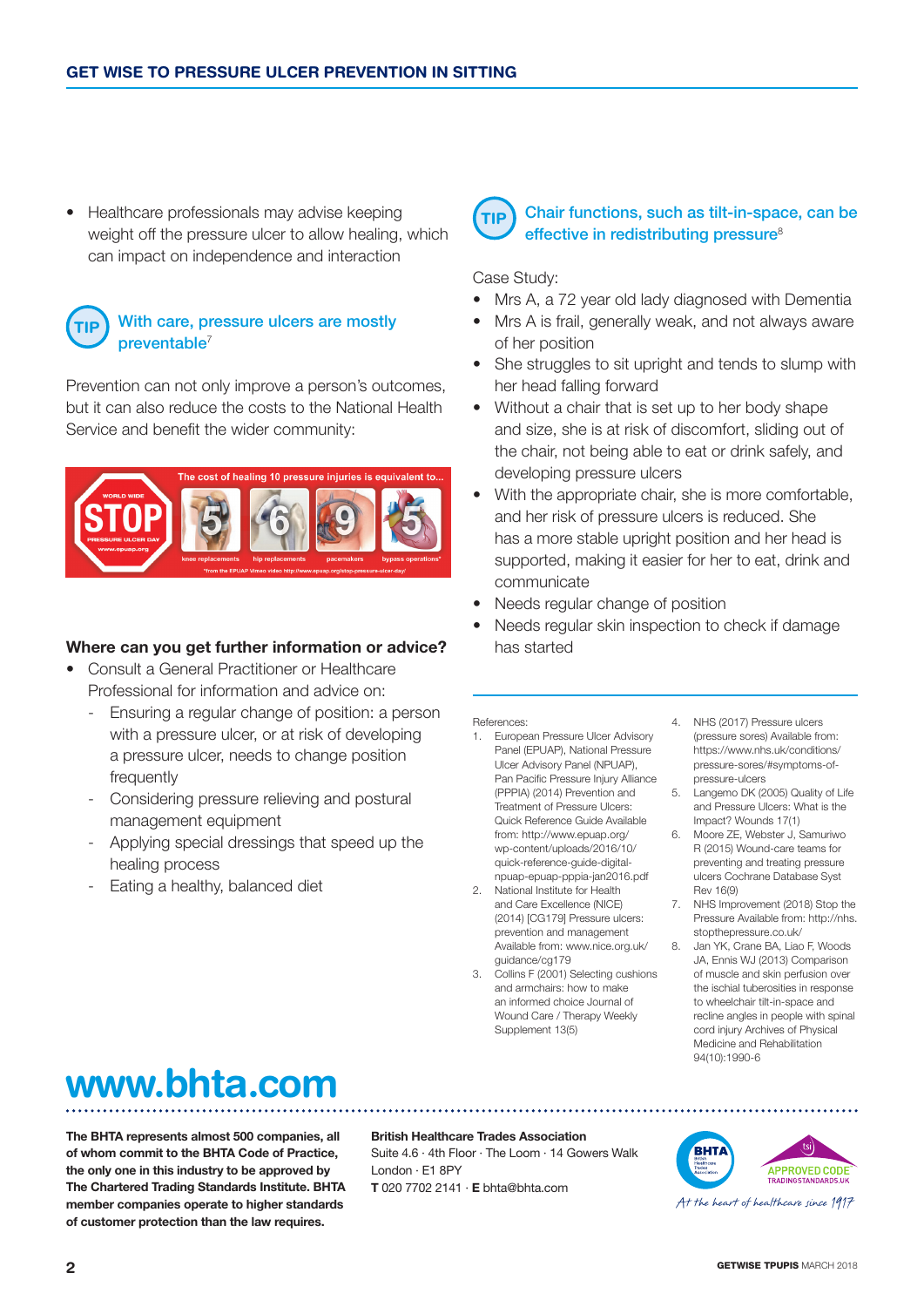- Healthcare professionals may advise keeping weight off the pressure ulcer to allow healing, which can impact on independence and interaction

**TIP** With care, pressure ulcers are mostly preventable[7]

Prevention can not only improve a person's outcomes, but it can also reduce the costs to the National Health Service and benefit the wider community:

WORLD WIDE STOP PRESSURE ULCER DAY www.epuap.org

The cost of healing 10 pressure injuries is equivalent to...

5 knee replacements

6 hip replacements

9 pacemakers

5 bypass operations*

*from the EPUAP Vimeo video http://www.epuap.org/stop-pressure-ulcer-day/

### Where can you get further information or advice?

- Consult a General Practitioner or Healthcare Professional for information and advice on:
  - Ensuring a regular change of position: a person with a pressure ulcer, or at risk of developing a pressure ulcer, needs to change position frequently
  - Considering pressure relieving and postural management equipment
  - Applying special dressings that speed up the healing process
  - Eating a healthy, balanced diet

**TIP** Chair functions, such as tilt-in-space, can be effective in redistributing pressure[8]

Case Study:

- Mrs A, a 72 year old lady diagnosed with Dementia
- Mrs A is frail, generally weak, and not always aware of her position
- She struggles to sit upright and tends to slump with her head falling forward
- Without a chair that is set up to her body shape and size, she is at risk of discomfort, sliding out of the chair, not being able to eat or drink safely, and developing pressure ulcers
- With the appropriate chair, she is more comfortable, and her risk of pressure ulcers is reduced. She has a more stable upright position and her head is supported, making it easier for her to eat, drink and communicate
- Needs regular change of position
- Needs regular skin inspection to check if damage has started

References:

1. European Pressure Ulcer Advisory Panel (EPUAP), National Pressure Ulcer Advisory Panel (NPUAP), Pan Pacific Pressure Injury Alliance (PPPIA) (2014) Prevention and Treatment of Pressure Ulcers: Quick Reference Guide Available from: http://www.epuap.org/wp-content/uploads/2016/10/quick-reference-guide-digital-npuap-epuap-pppia-jan2016.pdf
2. National Institute for Health and Care Excellence (NICE) (2014) [CG179] Pressure ulcers: prevention and management Available from: www.nice.org.uk/guidance/cg179
3. Collins F (2001) Selecting cushions and armchairs: how to make an informed choice Journal of Wound Care / Therapy Weekly Supplement 13(5)
4. NHS (2017) Pressure ulcers (pressure sores) Available from: https://www.nhs.uk/conditions/pressure-sores/#symptoms-of-pressure-ulcers
5. Langemo DK (2005) Quality of Life and Pressure Ulcers: What is the Impact? Wounds 17(1)
6. Moore ZE, Webster J, Samuriwo R (2015) Wound-care teams for preventing and treating pressure ulcers Cochrane Database Syst Rev 16(9)
7. NHS Improvement (2018) Stop the Pressure Available from: http://nhs.stopthepressure.co.uk/
8. Jan YK, Crane BA, Liao F, Woods JA, Ennis WJ (2013) Comparison of muscle and skin perfusion over the ischial tuberosities in response to wheelchair tilt-in-space and recline angles in people with spinal cord injury Archives of Physical Medicine and Rehabilitation 94(10):1990-6

## www.bhta.com

**The BHTA represents almost 500 companies, all of whom commit to the BHTA Code of Practice, the only one in this industry to be approved by The Chartered Trading Standards Institute. BHTA member companies operate to higher standards of customer protection than the law requires.**

**British Healthcare Trades Association**
Suite 4.6 · 4th Floor · The Loom · 14 Gowers Walk
London · E1 8PY
**T** 020 7702 2141 · **E** bhta@bhta.com

BHTA British Healthcare Trades Association

APPROVED CODE TRADINGSTANDARDS.UK

*At the heart of healthcare since 1917*